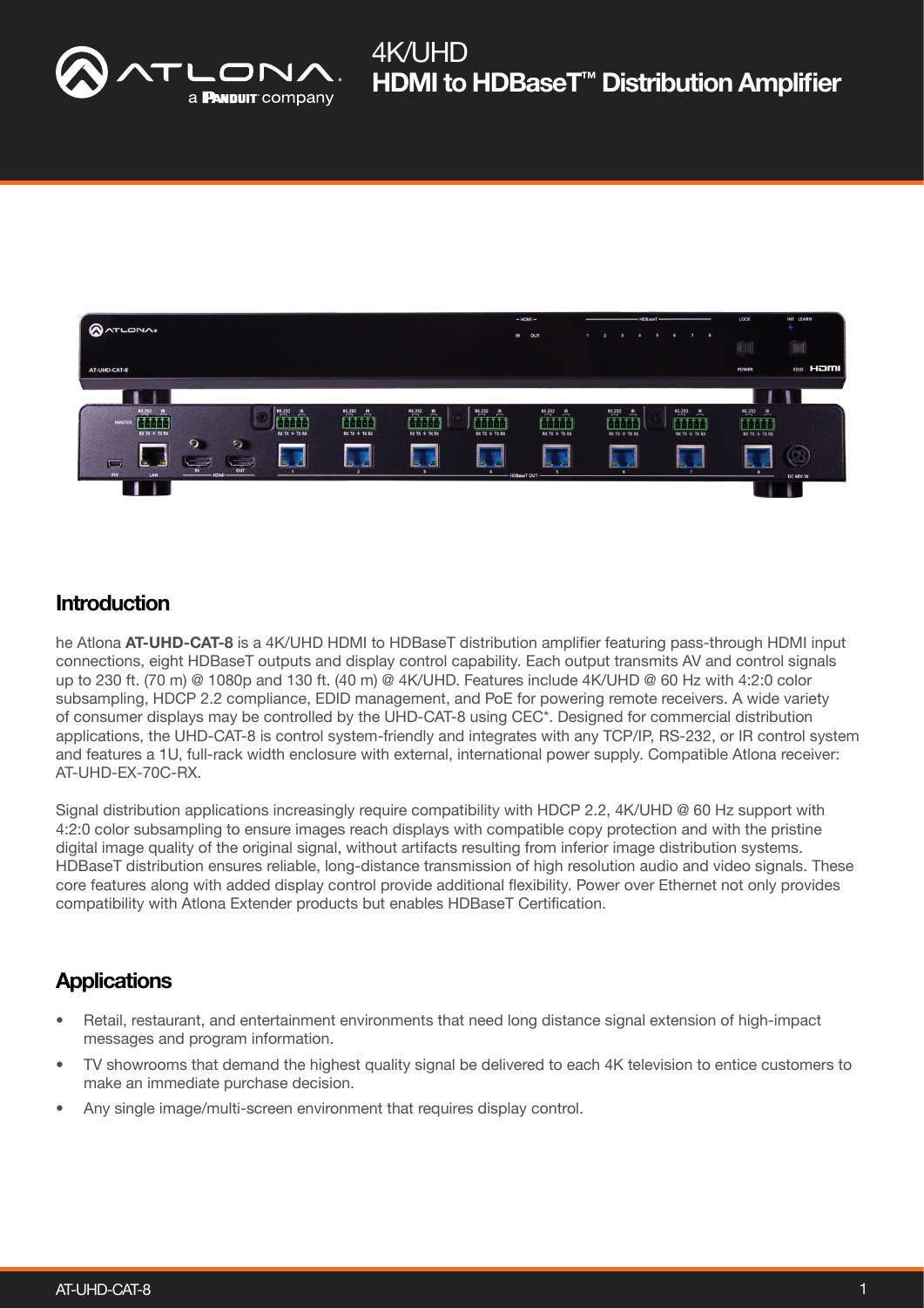# 4K/UHD
# HDMI to HDBaseT™ Distribution Amplifier

## Introduction

he Atlona **AT-UHD-CAT-8** is a 4K/UHD HDMI to HDBaseT distribution amplifier featuring pass-through HDMI input connections, eight HDBaseT outputs and display control capability. Each output transmits AV and control signals up to 230 ft. (70 m) @ 1080p and 130 ft. (40 m) @ 4K/UHD. Features include 4K/UHD @ 60 Hz with 4:2:0 color subsampling, HDCP 2.2 compliance, EDID management, and PoE for powering remote receivers. A wide variety of consumer displays may be controlled by the UHD-CAT-8 using CEC*. Designed for commercial distribution applications, the UHD-CAT-8 is control system-friendly and integrates with any TCP/IP, RS-232, or IR control system and features a 1U, full-rack width enclosure with external, international power supply. Compatible Atlona receiver: AT-UHD-EX-70C-RX.

Signal distribution applications increasingly require compatibility with HDCP 2.2, 4K/UHD @ 60 Hz support with 4:2:0 color subsampling to ensure images reach displays with compatible copy protection and with the pristine digital image quality of the original signal, without artifacts resulting from inferior image distribution systems. HDBaseT distribution ensures reliable, long-distance transmission of high resolution audio and video signals. These core features along with added display control provide additional flexibility. Power over Ethernet not only provides compatibility with Atlona Extender products but enables HDBaseT Certification.

## Applications

- Retail, restaurant, and entertainment environments that need long distance signal extension of high-impact messages and program information.
- TV showrooms that demand the highest quality signal be delivered to each 4K television to entice customers to make an immediate purchase decision.
- Any single image/multi-screen environment that requires display control.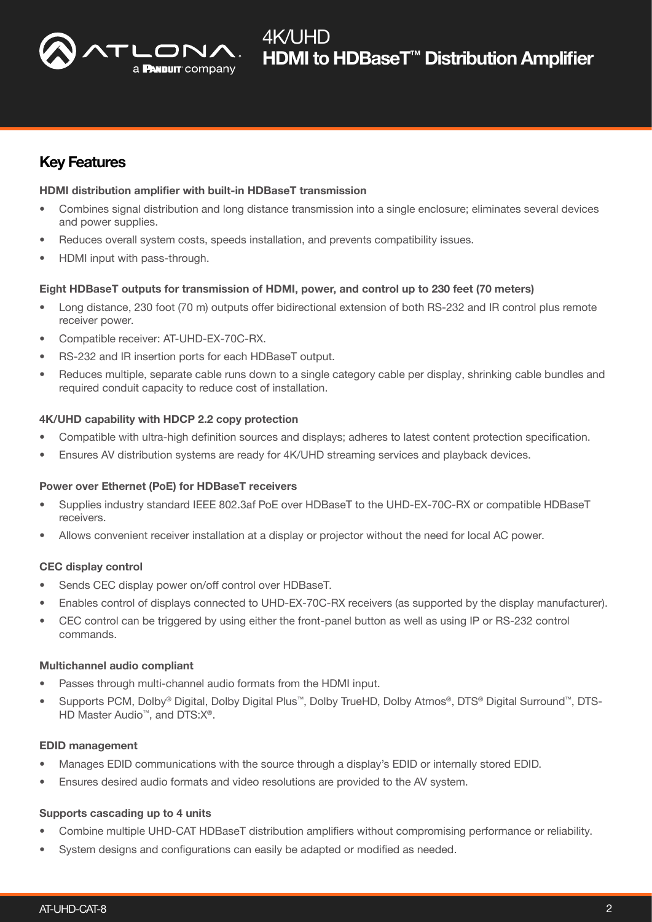## Key Features

**HDMI distribution amplifier with built-in HDBaseT transmission**

- Combines signal distribution and long distance transmission into a single enclosure; eliminates several devices and power supplies.
- Reduces overall system costs, speeds installation, and prevents compatibility issues.
- HDMI input with pass-through.

**Eight HDBaseT outputs for transmission of HDMI, power, and control up to 230 feet (70 meters)**

- Long distance, 230 foot (70 m) outputs offer bidirectional extension of both RS-232 and IR control plus remote receiver power.
- Compatible receiver: AT-UHD-EX-70C-RX.
- RS-232 and IR insertion ports for each HDBaseT output.
- Reduces multiple, separate cable runs down to a single category cable per display, shrinking cable bundles and required conduit capacity to reduce cost of installation.

**4K/UHD capability with HDCP 2.2 copy protection**

- Compatible with ultra-high definition sources and displays; adheres to latest content protection specification.
- Ensures AV distribution systems are ready for 4K/UHD streaming services and playback devices.

**Power over Ethernet (PoE) for HDBaseT receivers**

- Supplies industry standard IEEE 802.3af PoE over HDBaseT to the UHD-EX-70C-RX or compatible HDBaseT receivers.
- Allows convenient receiver installation at a display or projector without the need for local AC power.

**CEC display control**

- Sends CEC display power on/off control over HDBaseT.
- Enables control of displays connected to UHD-EX-70C-RX receivers (as supported by the display manufacturer).
- CEC control can be triggered by using either the front-panel button as well as using IP or RS-232 control commands.

**Multichannel audio compliant**

- Passes through multi-channel audio formats from the HDMI input.
- Supports PCM, Dolby® Digital, Dolby Digital Plus™, Dolby TrueHD, Dolby Atmos®, DTS® Digital Surround™, DTS-HD Master Audio™, and DTS:X®.

**EDID management**

- Manages EDID communications with the source through a display's EDID or internally stored EDID.
- Ensures desired audio formats and video resolutions are provided to the AV system.

**Supports cascading up to 4 units**

- Combine multiple UHD-CAT HDBaseT distribution amplifiers without compromising performance or reliability.
- System designs and configurations can easily be adapted or modified as needed.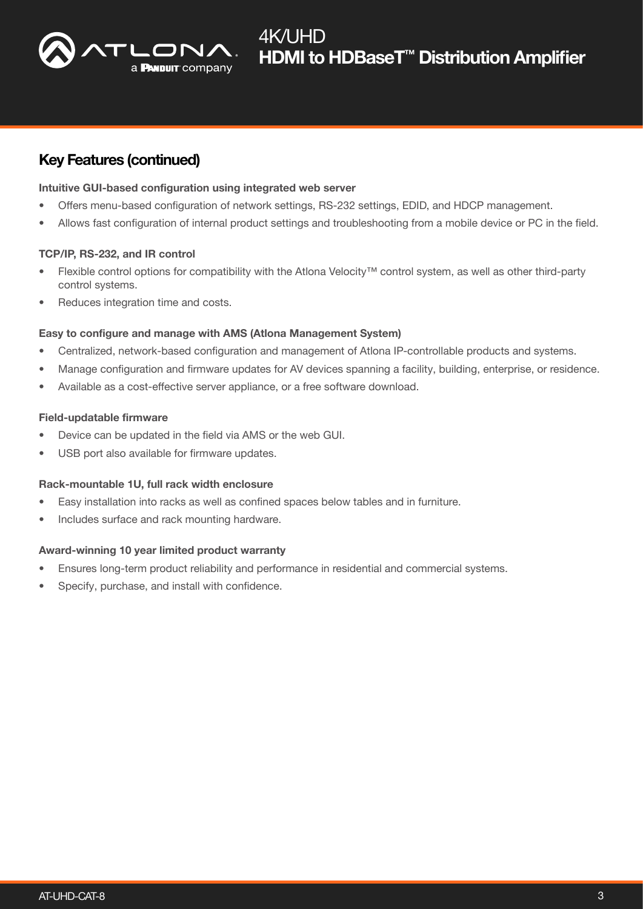## Key Features (continued)

**Intuitive GUI-based configuration using integrated web server**

- Offers menu-based configuration of network settings, RS-232 settings, EDID, and HDCP management.
- Allows fast configuration of internal product settings and troubleshooting from a mobile device or PC in the field.

**TCP/IP, RS-232, and IR control**

- Flexible control options for compatibility with the Atlona Velocity™ control system, as well as other third-party control systems.
- Reduces integration time and costs.

**Easy to configure and manage with AMS (Atlona Management System)**

- Centralized, network-based configuration and management of Atlona IP-controllable products and systems.
- Manage configuration and firmware updates for AV devices spanning a facility, building, enterprise, or residence.
- Available as a cost-effective server appliance, or a free software download.

**Field-updatable firmware**

- Device can be updated in the field via AMS or the web GUI.
- USB port also available for firmware updates.

**Rack-mountable 1U, full rack width enclosure**

- Easy installation into racks as well as confined spaces below tables and in furniture.
- Includes surface and rack mounting hardware.

**Award-winning 10 year limited product warranty**

- Ensures long-term product reliability and performance in residential and commercial systems.
- Specify, purchase, and install with confidence.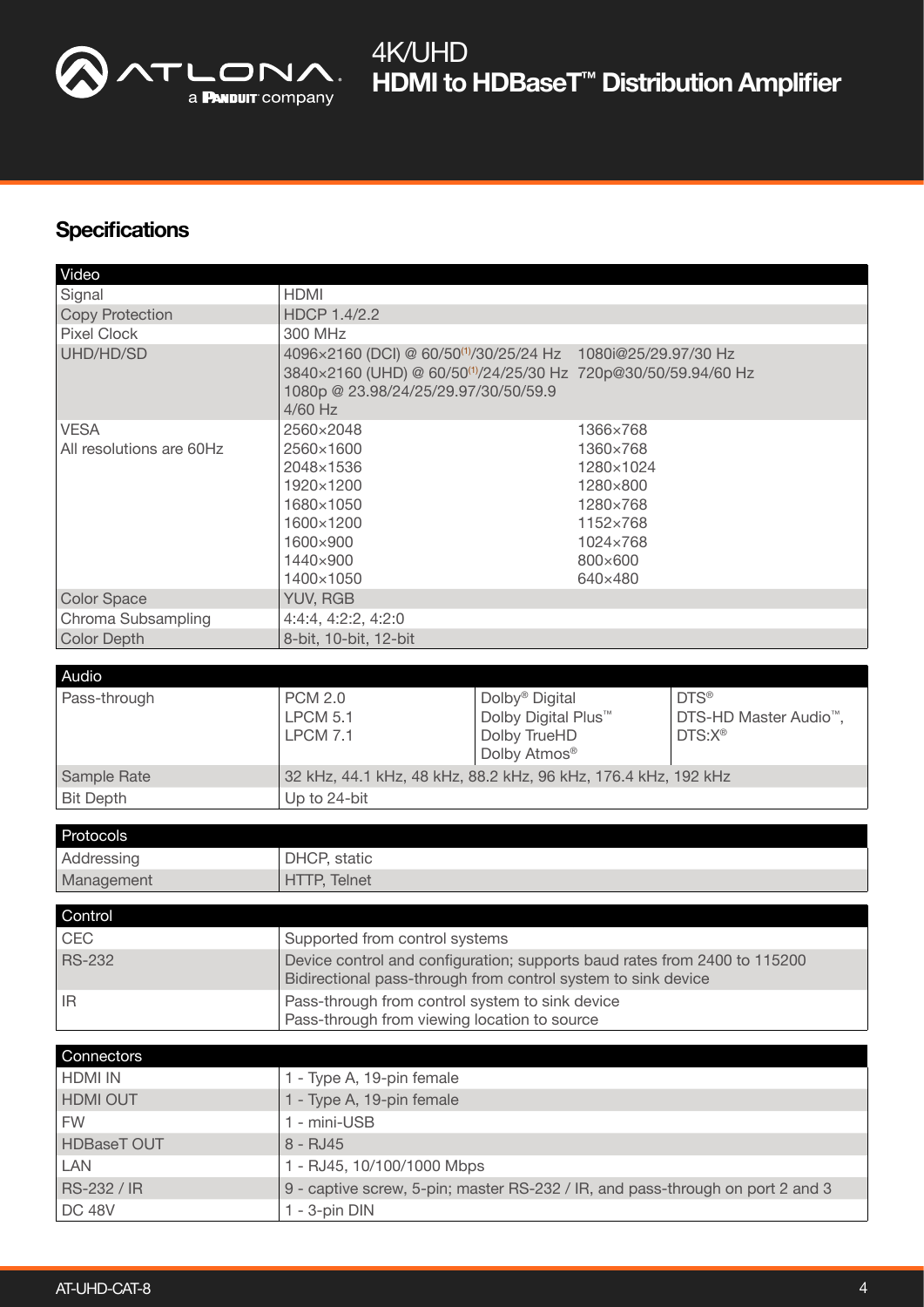## Specifications

| Video | |
|---|---|
| Signal | HDMI |
| Copy Protection | HDCP 1.4/2.2 |
| Pixel Clock | 300 MHz |
| UHD/HD/SD | 4096×2160 (DCI) @ 60/50[1]/30/25/24 Hz<br>3840×2160 (UHD) @ 60/50[1]/24/25/30 Hz<br>1080p @ 23.98/24/25/29.97/30/50/59.9 4/60 Hz<br>1080i@25/29.97/30 Hz<br>720p@30/50/59.94/60 Hz |
| VESA<br>All resolutions are 60Hz | 2560×2048<br>2560×1600<br>2048×1536<br>1920×1200<br>1680×1050<br>1600×1200<br>1600×900<br>1440×900<br>1400×1050<br>1366×768<br>1360×768<br>1280×1024<br>1280×800<br>1280×768<br>1152×768<br>1024×768<br>800×600<br>640×480 |
| Color Space | YUV, RGB |
| Chroma Subsampling | 4:4:4, 4:2:2, 4:2:0 |
| Color Depth | 8-bit, 10-bit, 12-bit |

| Audio | | | |
|---|---|---|---|
| Pass-through | PCM 2.0<br>LPCM 5.1<br>LPCM 7.1 | Dolby® Digital<br>Dolby Digital Plus™<br>Dolby TrueHD<br>Dolby Atmos® | DTS®<br>DTS-HD Master Audio™,<br>DTS:X® |
| Sample Rate | 32 kHz, 44.1 kHz, 48 kHz, 88.2 kHz, 96 kHz, 176.4 kHz, 192 kHz | | |
| Bit Depth | Up to 24-bit | | |

| Protocols | |
|---|---|
| Addressing | DHCP, static |
| Management | HTTP, Telnet |

| Control | |
|---|---|
| CEC | Supported from control systems |
| RS-232 | Device control and configuration; supports baud rates from 2400 to 115200<br>Bidirectional pass-through from control system to sink device |
| IR | Pass-through from control system to sink device<br>Pass-through from viewing location to source |

| Connectors | |
|---|---|
| HDMI IN | 1 - Type A, 19-pin female |
| HDMI OUT | 1 - Type A, 19-pin female |
| FW | 1 - mini-USB |
| HDBaseT OUT | 8 - RJ45 |
| LAN | 1 - RJ45, 10/100/1000 Mbps |
| RS-232 / IR | 9 - captive screw, 5-pin; master RS-232 / IR, and pass-through on port 2 and 3 |
| DC 48V | 1 - 3-pin DIN |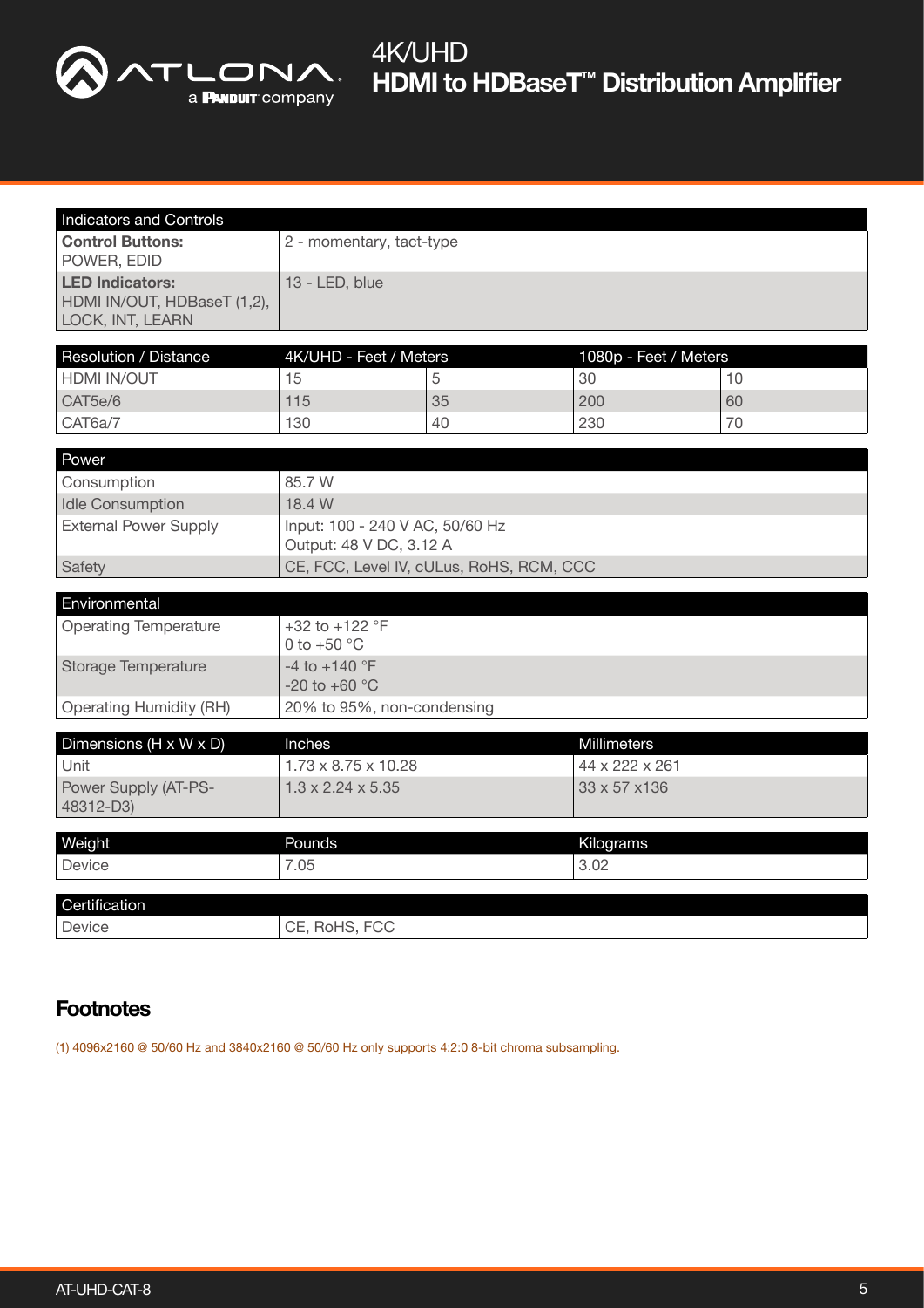| Indicators and Controls | |
|---|---|
| **Control Buttons:** POWER, EDID | 2 - momentary, tact-type |
| **LED Indicators:** HDMI IN/OUT, HDBaseT (1,2), LOCK, INT, LEARN | 13 - LED, blue |

| Resolution / Distance | 4K/UHD - Feet / Meters | | 1080p - Feet / Meters | |
|---|---|---|---|---|
| HDMI IN/OUT | 15 | 5 | 30 | 10 |
| CAT5e/6 | 115 | 35 | 200 | 60 |
| CAT6a/7 | 130 | 40 | 230 | 70 |

| Power | |
|---|---|
| Consumption | 85.7 W |
| Idle Consumption | 18.4 W |
| External Power Supply | Input: 100 - 240 V AC, 50/60 Hz<br>Output: 48 V DC, 3.12 A |
| Safety | CE, FCC, Level IV, cULus, RoHS, RCM, CCC |

| Environmental | |
|---|---|
| Operating Temperature | +32 to +122 °F<br>0 to +50 °C |
| Storage Temperature | -4 to +140 °F<br>-20 to +60 °C |
| Operating Humidity (RH) | 20% to 95%, non-condensing |

| Dimensions (H x W x D) | Inches | Millimeters |
|---|---|---|
| Unit | 1.73 x 8.75 x 10.28 | 44 x 222 x 261 |
| Power Supply (AT-PS-48312-D3) | 1.3 x 2.24 x 5.35 | 33 x 57 x136 |

| Weight | Pounds | Kilograms |
|---|---|---|
| Device | 7.05 | 3.02 |

| Certification | |
|---|---|
| Device | CE, RoHS, FCC |

## Footnotes

(1) 4096x2160 @ 50/60 Hz and 3840x2160 @ 50/60 Hz only supports 4:2:0 8-bit chroma subsampling.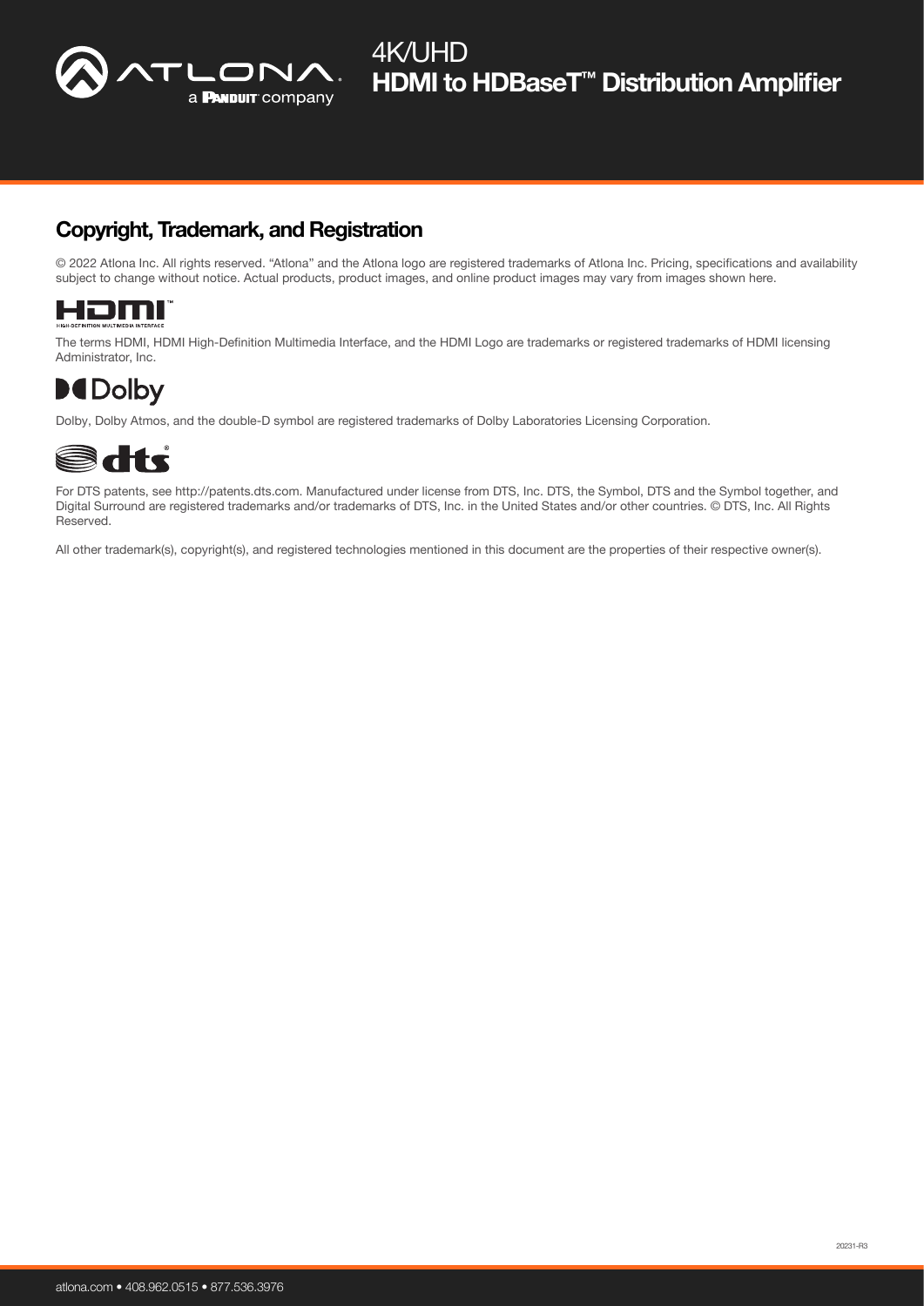## Copyright, Trademark, and Registration

© 2022 Atlona Inc. All rights reserved. "Atlona" and the Atlona logo are registered trademarks of Atlona Inc. Pricing, specifications and availability subject to change without notice. Actual products, product images, and online product images may vary from images shown here.

The terms HDMI, HDMI High-Definition Multimedia Interface, and the HDMI Logo are trademarks or registered trademarks of HDMI licensing Administrator, Inc.

Dolby, Dolby Atmos, and the double-D symbol are registered trademarks of Dolby Laboratories Licensing Corporation.

For DTS patents, see http://patents.dts.com. Manufactured under license from DTS, Inc. DTS, the Symbol, DTS and the Symbol together, and Digital Surround are registered trademarks and/or trademarks of DTS, Inc. in the United States and/or other countries. © DTS, Inc. All Rights Reserved.

All other trademark(s), copyright(s), and registered technologies mentioned in this document are the properties of their respective owner(s).

20231-R3